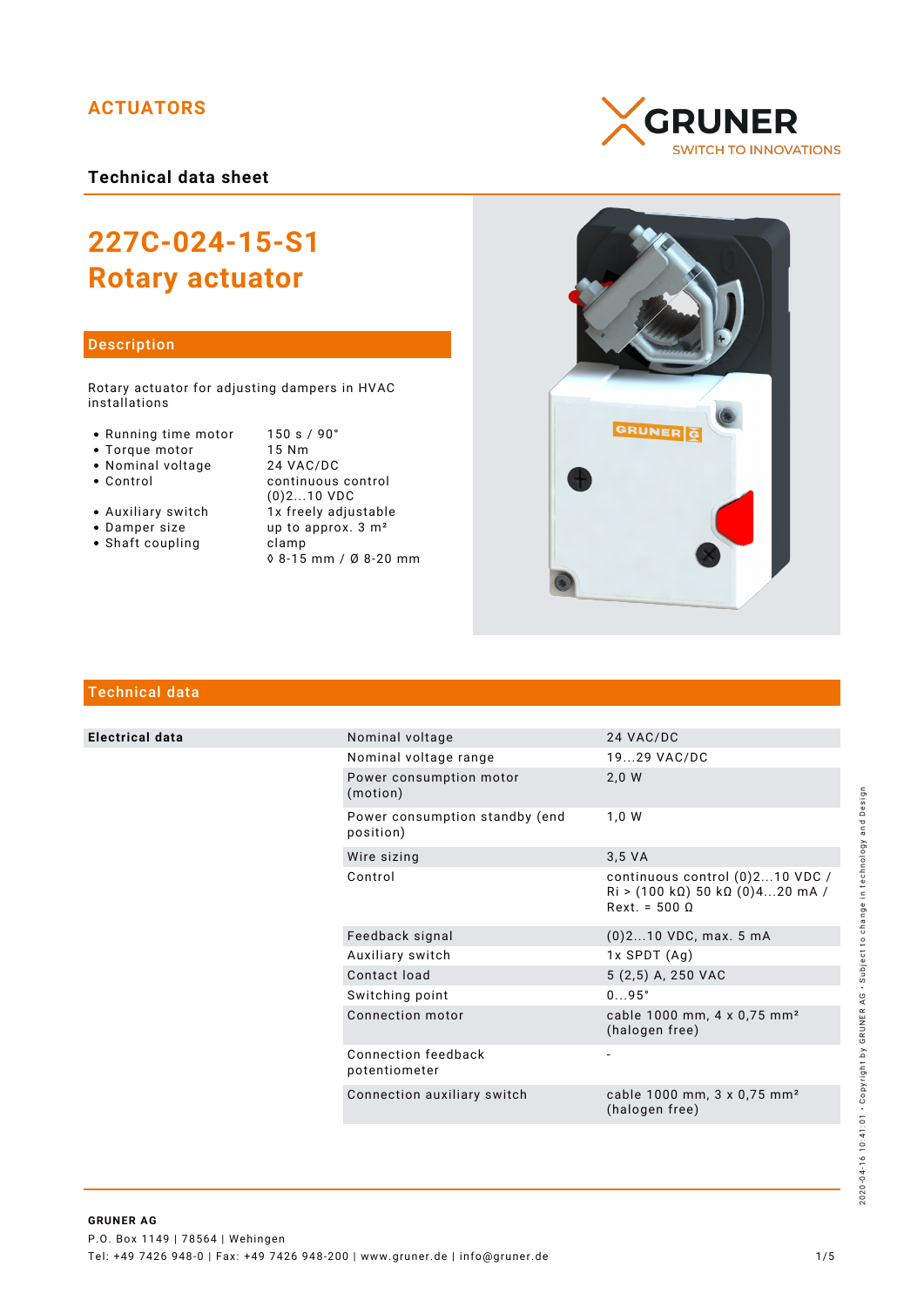ACTUATORS

GRUNER
SWITCH TO INNOVATIONS

**Technical data sheet**

# 227C-024-15-S1
# Rotary actuator

## Description

Rotary actuator for adjusting dampers in HVAC installations

- Running time motor: 150 s / 90°
- Torque motor: 15 Nm
- Nominal voltage: 24 VAC/DC
- Control: continuous control (0)2...10 VDC
- Auxiliary switch: 1x freely adjustable
- Damper size: up to approx. 3 m²
- Shaft coupling: clamp ◊ 8-15 mm / Ø 8-20 mm

## Technical data

| | | |
|---|---|---|
| **Electrical data** | Nominal voltage | 24 VAC/DC |
| | Nominal voltage range | 19...29 VAC/DC |
| | Power consumption motor (motion) | 2,0 W |
| | Power consumption standby (end position) | 1,0 W |
| | Wire sizing | 3,5 VA |
| | Control | continuous control (0)2...10 VDC / Ri > (100 kΩ) 50 kΩ (0)4...20 mA / Rext. = 500 Ω |
| | Feedback signal | (0)2...10 VDC, max. 5 mA |
| | Auxiliary switch | 1x SPDT (Ag) |
| | Contact load | 5 (2,5) A, 250 VAC |
| | Switching point | 0...95° |
| | Connection motor | cable 1000 mm, 4 x 0,75 mm² (halogen free) |
| | Connection feedback potentiometer | - |
| | Connection auxiliary switch | cable 1000 mm, 3 x 0,75 mm² (halogen free) |

**GRUNER AG**
P.O. Box 1149 | 78564 | Wehingen
Tel: +49 7426 948-0 | Fax: +49 7426 948-200 | www.gruner.de | info@gruner.de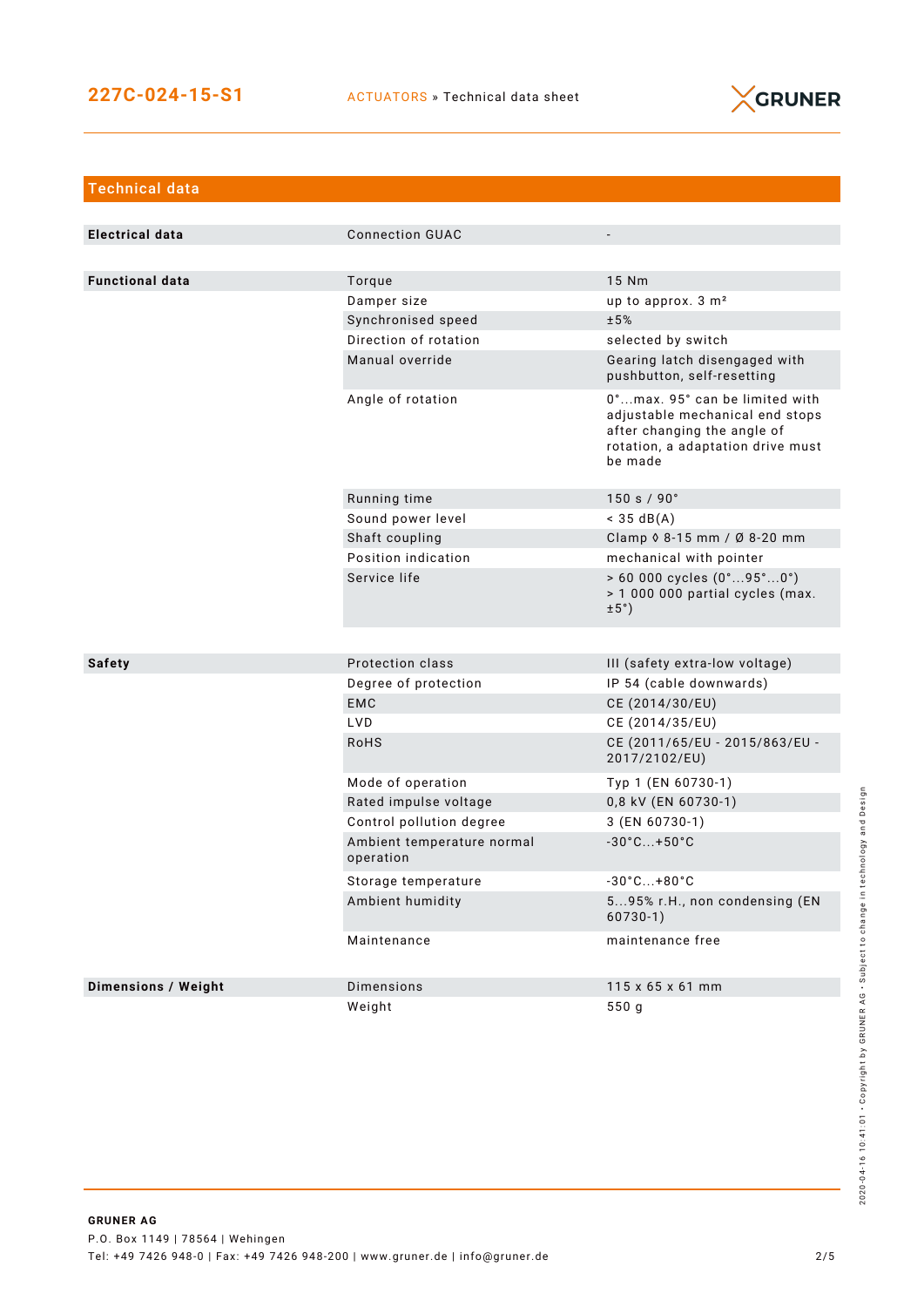## Technical data

| | | |
|---|---|---|
| **Electrical data** | Connection GUAC | - |
| **Functional data** | Torque | 15 Nm |
| | Damper size | up to approx. 3 m² |
| | Synchronised speed | ±5% |
| | Direction of rotation | selected by switch |
| | Manual override | Gearing latch disengaged with pushbutton, self-resetting |
| | Angle of rotation | 0°...max. 95° can be limited with adjustable mechanical end stops after changing the angle of rotation, a adaptation drive must be made |
| | Running time | 150 s / 90° |
| | Sound power level | < 35 dB(A) |
| | Shaft coupling | Clamp ◊ 8-15 mm / Ø 8-20 mm |
| | Position indication | mechanical with pointer |
| | Service life | > 60 000 cycles (0°...95°...0°)<br>> 1 000 000 partial cycles (max. ±5°) |
| **Safety** | Protection class | III (safety extra-low voltage) |
| | Degree of protection | IP 54 (cable downwards) |
| | EMC | CE (2014/30/EU) |
| | LVD | CE (2014/35/EU) |
| | RoHS | CE (2011/65/EU - 2015/863/EU - 2017/2102/EU) |
| | Mode of operation | Typ 1 (EN 60730-1) |
| | Rated impulse voltage | 0,8 kV (EN 60730-1) |
| | Control pollution degree | 3 (EN 60730-1) |
| | Ambient temperature normal operation | -30°C...+50°C |
| | Storage temperature | -30°C...+80°C |
| | Ambient humidity | 5...95% r.H., non condensing (EN 60730-1) |
| | Maintenance | maintenance free |
| **Dimensions / Weight** | Dimensions | 115 x 65 x 61 mm |
| | Weight | 550 g |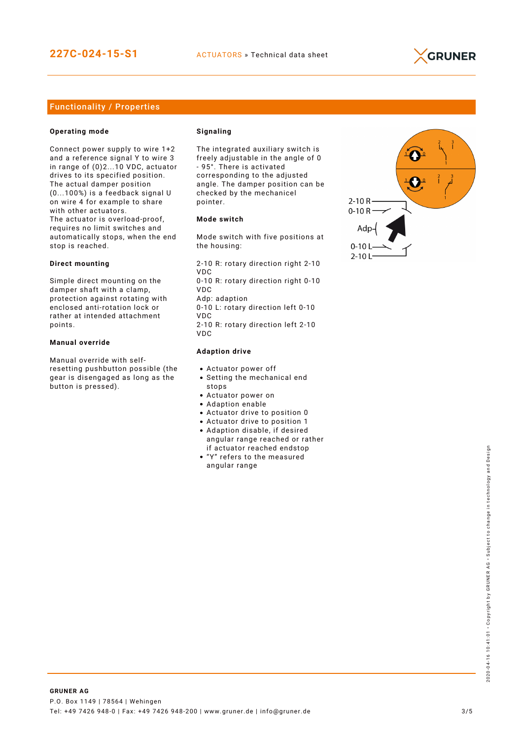## Functionality / Properties

### Operating mode

Connect power supply to wire 1+2 and a reference signal Y to wire 3 in range of (0)2...10 VDC, actuator drives to its specified position. The actual damper position (0...100%) is a feedback signal U on wire 4 for example to share with other actuators.
The actuator is overload-proof, requires no limit switches and automatically stops, when the end stop is reached.

### Direct mounting

Simple direct mounting on the damper shaft with a clamp, protection against rotating with enclosed anti-rotation lock or rather at intended attachment points.

### Manual override

Manual override with self-resetting pushbutton possible (the gear is disengaged as long as the button is pressed).

### Signaling

The integrated auxiliary switch is freely adjustable in the angle of 0 - 95°. There is activated corresponding to the adjusted angle. The damper position can be checked by the mechanicel pointer.

### Mode switch

Mode switch with five positions at the housing:

2-10 R: rotary direction right 2-10 VDC
0-10 R: rotary direction right 0-10 VDC
Adp: adaption
0-10 L: rotary direction left 0-10 VDC
2-10 R: rotary direction left 2-10 VDC

### Adaption drive

- Actuator power off
- Setting the mechanical end stops
- Actuator power on
- Adaption enable
- Actuator drive to position 0
- Actuator drive to position 1
- Adaption disable, if desired angular range reached or rather if actuator reached endstop
- "Y" refers to the measured angular range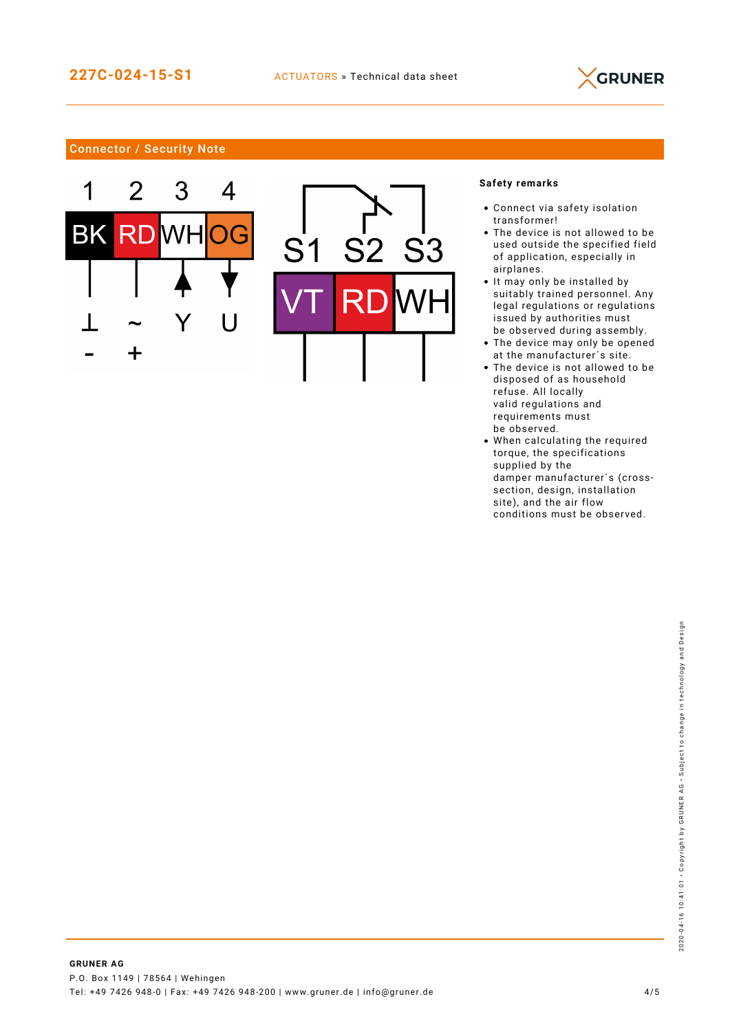## Connector / Security Note

| 1 | 2 | 3 | 4 |
|---|---|---|---|
| BK | RD | WH | OG |
| ⊥ | ~ | Y | U |
| - | + | | |

| S1 | S2 | S3 |
|---|---|---|
| VT | RD | WH |

**Safety remarks**

- Connect via safety isolation transformer!
- The device is not allowed to be used outside the specified field of application, especially in airplanes.
- It may only be installed by suitably trained personnel. Any legal regulations or regulations issued by authorities must be observed during assembly.
- The device may only be opened at the manufacturer´s site.
- The device is not allowed to be disposed of as household refuse. All locally valid regulations and requirements must be observed.
- When calculating the required torque, the specifications supplied by the damper manufacturer´s (cross-section, design, installation site), and the air flow conditions must be observed.

**GRUNER AG**
P.O. Box 1149 | 78564 | Wehingen
Tel: +49 7426 948-0 | Fax: +49 7426 948-200 | www.gruner.de | info@gruner.de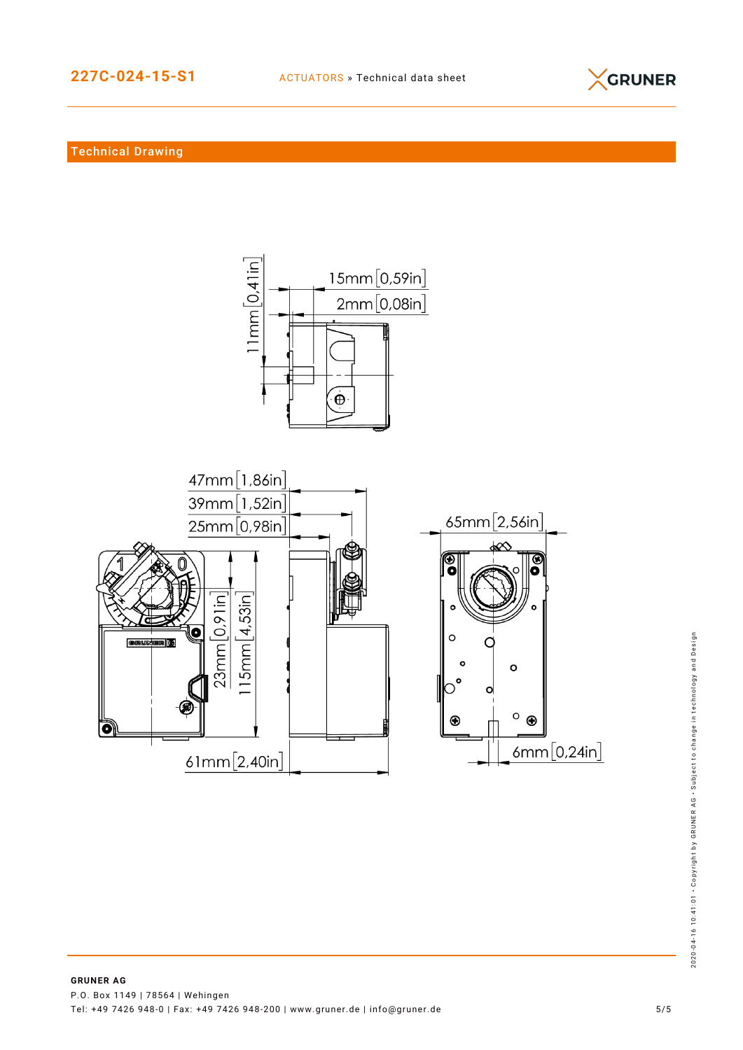## Technical Drawing

15mm [0,59in]
2mm [0,08in]
11mm [0,41in]

47mm [1,86in]
39mm [1,52in]
25mm [0,98in]
23mm [0,91in]
115mm [4,53in]
61mm [2,40in]

65mm [2,56in]
6mm [0,24in]

**GRUNER AG**
P.O. Box 1149 | 78564 | Wehingen
Tel: +49 7426 948-0 | Fax: +49 7426 948-200 | www.gruner.de | info@gruner.de